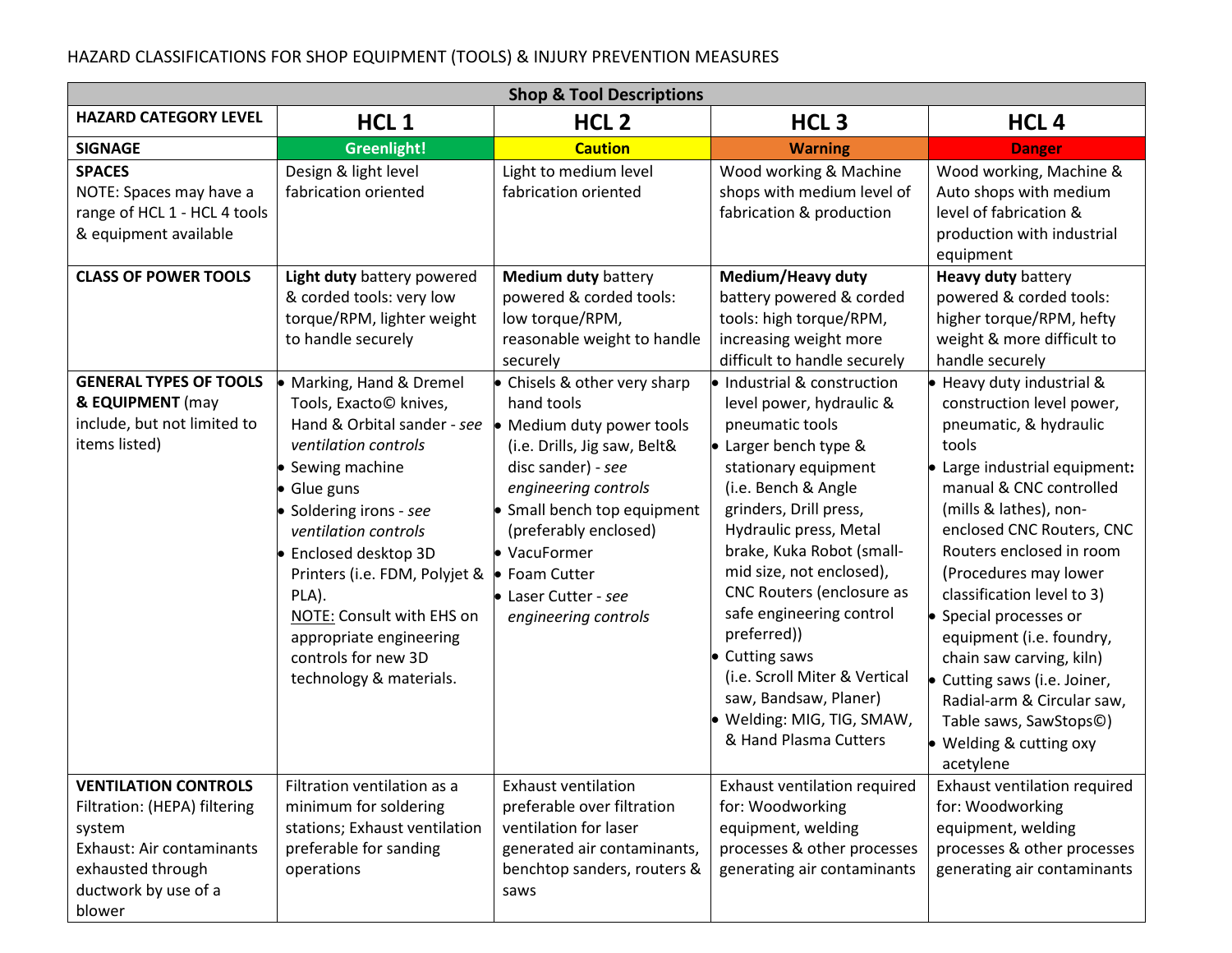HAZARD CLASSIFICATIONS FOR SHOP EQUIPMENT (TOOLS) & INJURY PREVENTION MEASURES

| Shop & Tool Descriptions | | | | |
|---|---|---|---|---|
| **HAZARD CATEGORY LEVEL** | **HCL 1** | **HCL 2** | **HCL 3** | **HCL 4** |
| **SIGNAGE** | **Greenlight!** | **Caution** | **Warning** | **Danger** |
| **SPACES**<br>NOTE: Spaces may have a range of HCL 1 - HCL 4 tools & equipment available | Design & light level fabrication oriented | Light to medium level fabrication oriented | Wood working & Machine shops with medium level of fabrication & production | Wood working, Machine & Auto shops with medium level of fabrication & production with industrial equipment |
| **CLASS OF POWER TOOLS** | **Light duty** battery powered & corded tools: very low torque/RPM, lighter weight to handle securely | **Medium duty** battery powered & corded tools: low torque/RPM, reasonable weight to handle securely | **Medium/Heavy duty** battery powered & corded tools: high torque/RPM, increasing weight more difficult to handle securely | **Heavy duty** battery powered & corded tools: higher torque/RPM, hefty weight & more difficult to handle securely |
| **GENERAL TYPES OF TOOLS & EQUIPMENT** (may include, but not limited to items listed) | • Marking, Hand & Dremel Tools, Exacto© knives, Hand & Orbital sander - *see ventilation controls*<br>• Sewing machine<br>• Glue guns<br>• Soldering irons - *see ventilation controls*<br>• Enclosed desktop 3D Printers (i.e. FDM, Polyjet & PLA).<br>NOTE: Consult with EHS on appropriate engineering controls for new 3D technology & materials. | • Chisels & other very sharp hand tools<br>• Medium duty power tools (i.e. Drills, Jig saw, Belt& disc sander) - *see engineering controls*<br>• Small bench top equipment (preferably enclosed)<br>• VacuFormer<br>• Foam Cutter<br>• Laser Cutter - *see engineering controls* | • Industrial & construction level power, hydraulic & pneumatic tools<br>• Larger bench type & stationary equipment (i.e. Bench & Angle grinders, Drill press, Hydraulic press, Metal brake, Kuka Robot (small-mid size, not enclosed), CNC Routers (enclosure as safe engineering control preferred))<br>• Cutting saws (i.e. Scroll Miter & Vertical saw, Bandsaw, Planer)<br>• Welding: MIG, TIG, SMAW, & Hand Plasma Cutters | • Heavy duty industrial & construction level power, pneumatic, & hydraulic tools<br>• Large industrial equipment**:** manual & CNC controlled (mills & lathes), non-enclosed CNC Routers, CNC Routers enclosed in room (Procedures may lower classification level to 3)<br>• Special processes or equipment (i.e. foundry, chain saw carving, kiln)<br>• Cutting saws (i.e. Joiner, Radial-arm & Circular saw, Table saws, SawStops©)<br>• Welding & cutting oxy acetylene |
| **VENTILATION CONTROLS**<br>Filtration: (HEPA) filtering system<br>Exhaust: Air contaminants exhausted through ductwork by use of a blower | Filtration ventilation as a minimum for soldering stations; Exhaust ventilation preferable for sanding operations | Exhaust ventilation preferable over filtration ventilation for laser generated air contaminants, benchtop sanders, routers & saws | Exhaust ventilation required for: Woodworking equipment, welding processes & other processes generating air contaminants | Exhaust ventilation required for: Woodworking equipment, welding processes & other processes generating air contaminants |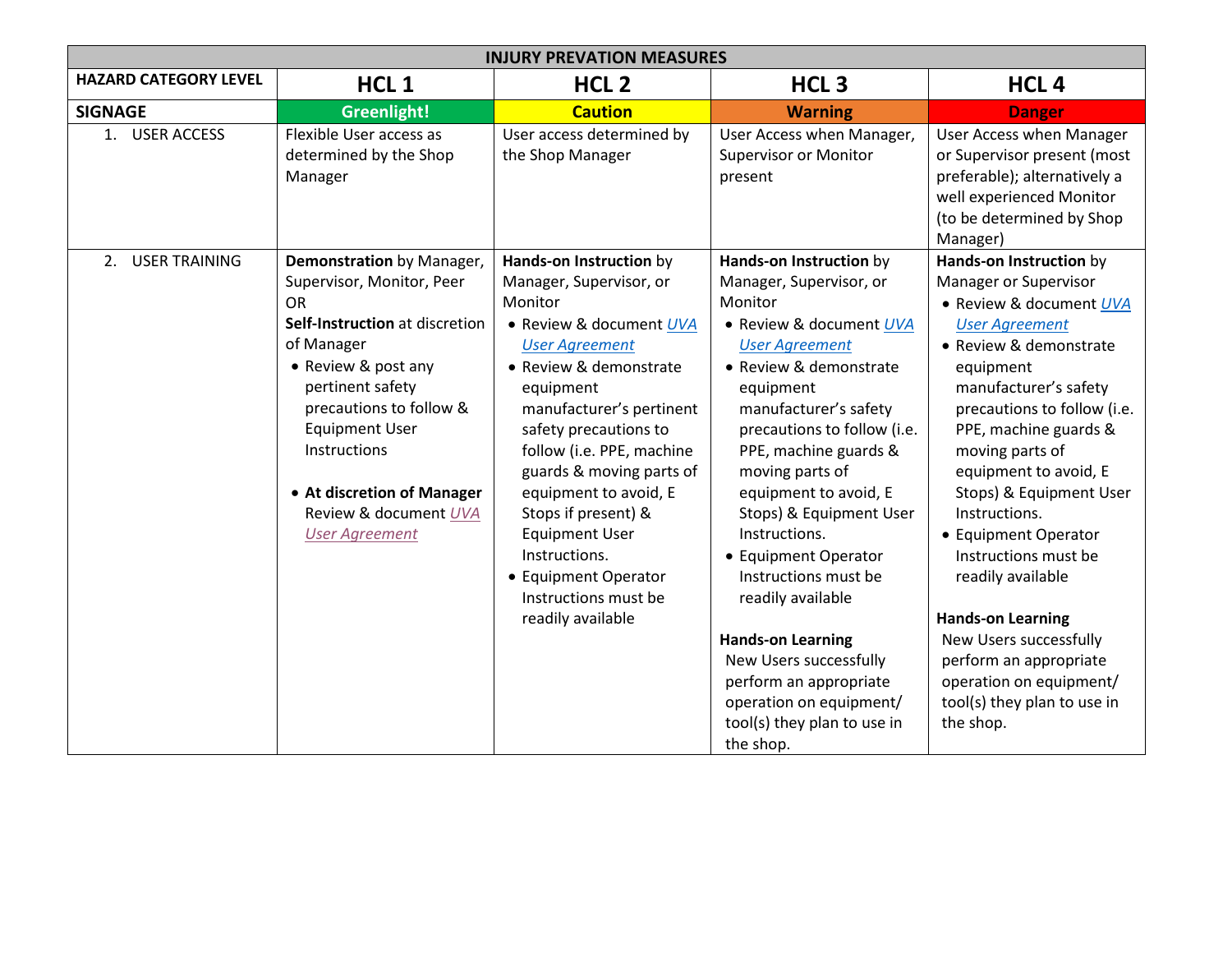| INJURY PREVATION MEASURES | | | | |
|---|---|---|---|---|
| **HAZARD CATEGORY LEVEL** | **HCL 1** | **HCL 2** | **HCL 3** | **HCL 4** |
| **SIGNAGE** | **Greenlight!** | **Caution** | **Warning** | **Danger** |
| 1. USER ACCESS | Flexible User access as determined by the Shop Manager | User access determined by the Shop Manager | User Access when Manager, Supervisor or Monitor present | User Access when Manager or Supervisor present (most preferable); alternatively a well experienced Monitor (to be determined by Shop Manager) |
| 2. USER TRAINING | **Demonstration** by Manager, Supervisor, Monitor, Peer<br>OR<br>**Self-Instruction** at discretion of Manager<br>• Review & post any pertinent safety precautions to follow & Equipment User Instructions<br>• **At discretion of Manager** Review & document *UVA User Agreement* | **Hands-on Instruction** by Manager, Supervisor, or Monitor<br>• Review & document *UVA User Agreement*<br>• Review & demonstrate equipment manufacturer's pertinent safety precautions to follow (i.e. PPE, machine guards & moving parts of equipment to avoid, E Stops if present) & Equipment User Instructions.<br>• Equipment Operator Instructions must be readily available | **Hands-on Instruction** by Manager, Supervisor, or Monitor<br>• Review & document *UVA User Agreement*<br>• Review & demonstrate equipment manufacturer's safety precautions to follow (i.e. PPE, machine guards & moving parts of equipment to avoid, E Stops) & Equipment User Instructions.<br>• Equipment Operator Instructions must be readily available<br><br>**Hands-on Learning**<br>New Users successfully perform an appropriate operation on equipment/ tool(s) they plan to use in the shop. | **Hands-on Instruction** by Manager or Supervisor<br>• Review & document *UVA User Agreement*<br>• Review & demonstrate equipment manufacturer's safety precautions to follow (i.e. PPE, machine guards & moving parts of equipment to avoid, E Stops) & Equipment User Instructions.<br>• Equipment Operator Instructions must be readily available<br><br>**Hands-on Learning**<br>New Users successfully perform an appropriate operation on equipment/ tool(s) they plan to use in the shop. |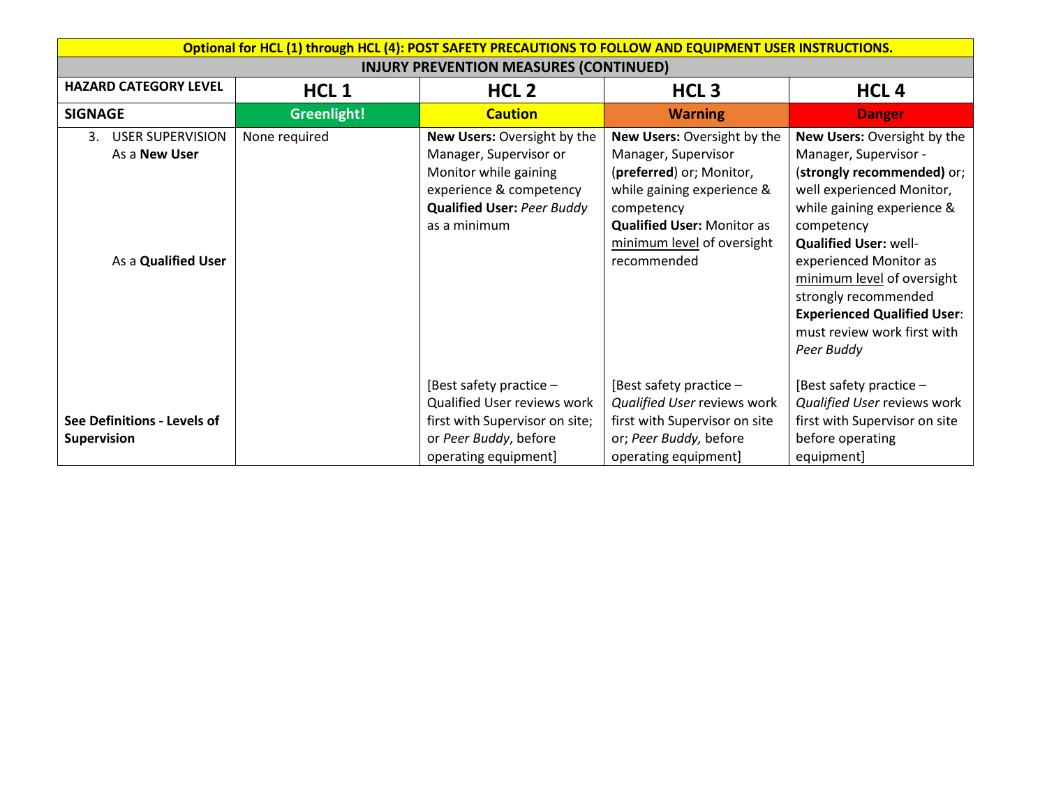| **Optional for HCL (1) through HCL (4): POST SAFETY PRECAUTIONS TO FOLLOW AND EQUIPMENT USER INSTRUCTIONS.** | | | | |
|---|---|---|---|---|
| **INJURY PREVENTION MEASURES (CONTINUED)** | | | | |
| **HAZARD CATEGORY LEVEL** | **HCL 1** | **HCL 2** | **HCL 3** | **HCL 4** |
| **SIGNAGE** | **Greenlight!** | **Caution** | **Warning** | **Danger** |
| 3. USER SUPERVISION<br>As a **New User**<br><br>As a **Qualified User**<br><br>**See Definitions - Levels of Supervision** | None required | **New Users:** Oversight by the Manager, Supervisor or Monitor while gaining experience & competency<br>**Qualified User:** *Peer Buddy* as a minimum<br><br>[Best safety practice – Qualified User reviews work first with Supervisor on site; or *Peer Buddy*, before operating equipment] | **New Users:** Oversight by the Manager, Supervisor (**preferred**) or; Monitor, while gaining experience & competency<br>**Qualified User:** Monitor as minimum level of oversight recommended<br><br>[Best safety practice – *Qualified User* reviews work first with Supervisor on site or; *Peer Buddy,* before operating equipment] | **New Users:** Oversight by the Manager, Supervisor - (**strongly recommended)** or; well experienced Monitor, while gaining experience & competency<br>**Qualified User:** well-experienced Monitor as minimum level of oversight strongly recommended<br>**Experienced Qualified User**: must review work first with *Peer Buddy*<br><br>[Best safety practice – *Qualified User* reviews work first with Supervisor on site before operating equipment] |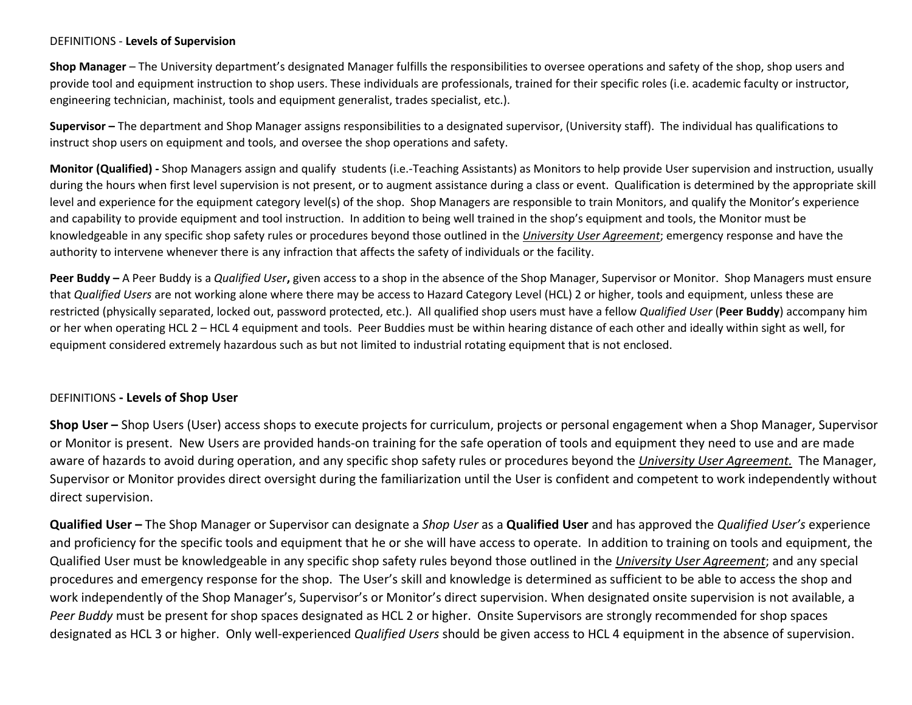DEFINITIONS - **Levels of Supervision**

**Shop Manager** – The University department's designated Manager fulfills the responsibilities to oversee operations and safety of the shop, shop users and provide tool and equipment instruction to shop users. These individuals are professionals, trained for their specific roles (i.e. academic faculty or instructor, engineering technician, machinist, tools and equipment generalist, trades specialist, etc.).

**Supervisor –** The department and Shop Manager assigns responsibilities to a designated supervisor, (University staff). The individual has qualifications to instruct shop users on equipment and tools, and oversee the shop operations and safety.

**Monitor (Qualified) -** Shop Managers assign and qualify students (i.e.-Teaching Assistants) as Monitors to help provide User supervision and instruction, usually during the hours when first level supervision is not present, or to augment assistance during a class or event. Qualification is determined by the appropriate skill level and experience for the equipment category level(s) of the shop. Shop Managers are responsible to train Monitors, and qualify the Monitor's experience and capability to provide equipment and tool instruction. In addition to being well trained in the shop's equipment and tools, the Monitor must be knowledgeable in any specific shop safety rules or procedures beyond those outlined in the ***University User Agreement***; emergency response and have the authority to intervene whenever there is any infraction that affects the safety of individuals or the facility.

**Peer Buddy –** A Peer Buddy is a *Qualified User***,** given access to a shop in the absence of the Shop Manager, Supervisor or Monitor. Shop Managers must ensure that *Qualified Users* are not working alone where there may be access to Hazard Category Level (HCL) 2 or higher, tools and equipment, unless these are restricted (physically separated, locked out, password protected, etc.). All qualified shop users must have a fellow *Qualified User* (**Peer Buddy**) accompany him or her when operating HCL 2 – HCL 4 equipment and tools. Peer Buddies must be within hearing distance of each other and ideally within sight as well, for equipment considered extremely hazardous such as but not limited to industrial rotating equipment that is not enclosed.

DEFINITIONS **- Levels of Shop User**

**Shop User –** Shop Users (User) access shops to execute projects for curriculum, projects or personal engagement when a Shop Manager, Supervisor or Monitor is present. New Users are provided hands-on training for the safe operation of tools and equipment they need to use and are made aware of hazards to avoid during operation, and any specific shop safety rules or procedures beyond the *University User Agreement.* The Manager, Supervisor or Monitor provides direct oversight during the familiarization until the User is confident and competent to work independently without direct supervision.

**Qualified User –** The Shop Manager or Supervisor can designate a *Shop User* as a **Qualified User** and has approved the *Qualified User's* experience and proficiency for the specific tools and equipment that he or she will have access to operate. In addition to training on tools and equipment, the Qualified User must be knowledgeable in any specific shop safety rules beyond those outlined in the *University User Agreement*; and any special procedures and emergency response for the shop. The User's skill and knowledge is determined as sufficient to be able to access the shop and work independently of the Shop Manager's, Supervisor's or Monitor's direct supervision. When designated onsite supervision is not available, a *Peer Buddy* must be present for shop spaces designated as HCL 2 or higher. Onsite Supervisors are strongly recommended for shop spaces designated as HCL 3 or higher. Only well-experienced *Qualified Users* should be given access to HCL 4 equipment in the absence of supervision.